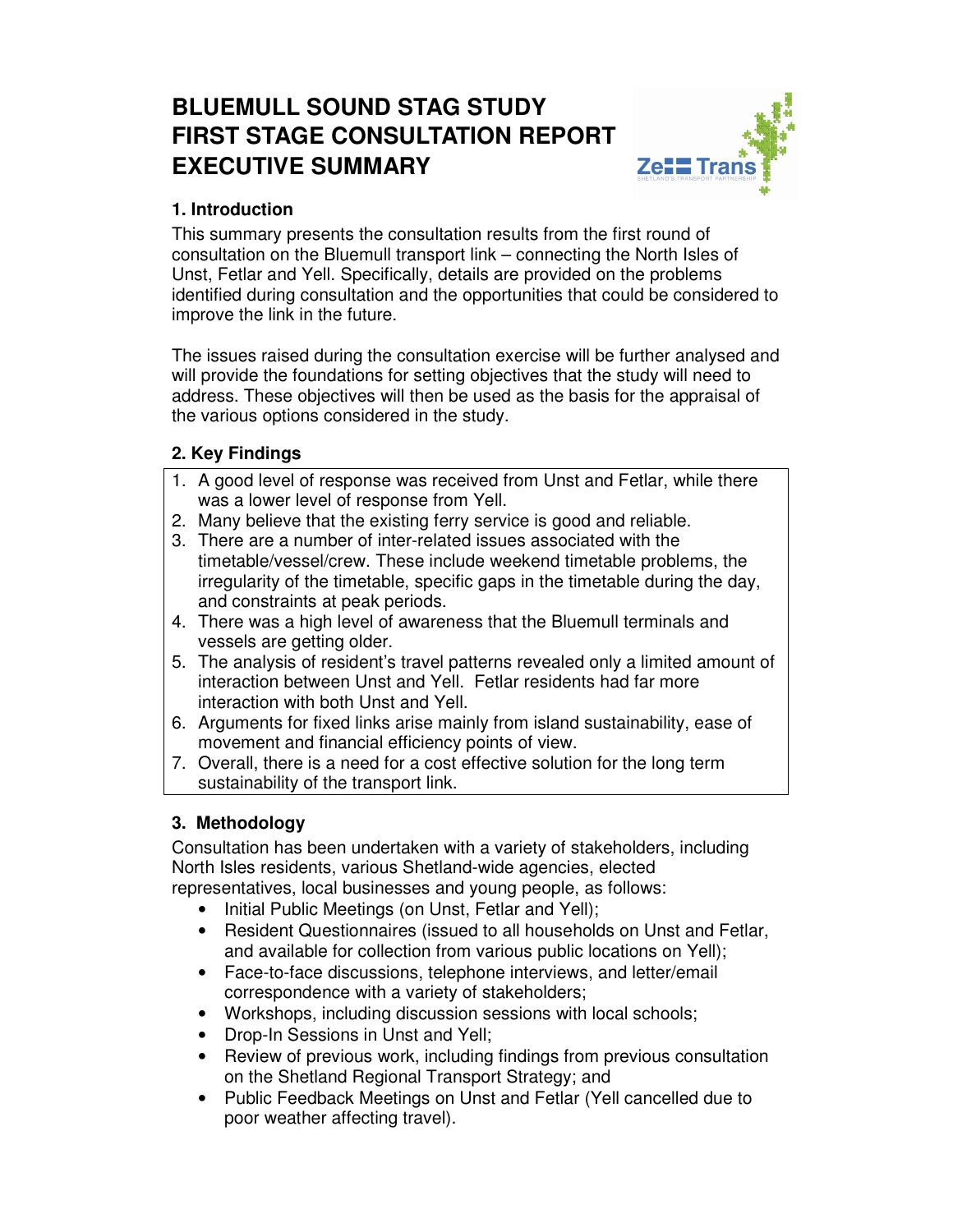# BLUEMULL SOUND STAG STUDY FIRST STAGE CONSULTATION REPORT EXECUTIVE SUMMARY

## 1. Introduction

This summary presents the consultation results from the first round of consultation on the Bluemull transport link – connecting the North Isles of Unst, Fetlar and Yell. Specifically, details are provided on the problems identified during consultation and the opportunities that could be considered to improve the link in the future.

The issues raised during the consultation exercise will be further analysed and will provide the foundations for setting objectives that the study will need to address. These objectives will then be used as the basis for the appraisal of the various options considered in the study.

## 2. Key Findings

1. A good level of response was received from Unst and Fetlar, while there was a lower level of response from Yell.
2. Many believe that the existing ferry service is good and reliable.
3. There are a number of inter-related issues associated with the timetable/vessel/crew. These include weekend timetable problems, the irregularity of the timetable, specific gaps in the timetable during the day, and constraints at peak periods.
4. There was a high level of awareness that the Bluemull terminals and vessels are getting older.
5. The analysis of resident's travel patterns revealed only a limited amount of interaction between Unst and Yell. Fetlar residents had far more interaction with both Unst and Yell.
6. Arguments for fixed links arise mainly from island sustainability, ease of movement and financial efficiency points of view.
7. Overall, there is a need for a cost effective solution for the long term sustainability of the transport link.

## 3. Methodology

Consultation has been undertaken with a variety of stakeholders, including North Isles residents, various Shetland-wide agencies, elected representatives, local businesses and young people, as follows:

- Initial Public Meetings (on Unst, Fetlar and Yell);
- Resident Questionnaires (issued to all households on Unst and Fetlar, and available for collection from various public locations on Yell);
- Face-to-face discussions, telephone interviews, and letter/email correspondence with a variety of stakeholders;
- Workshops, including discussion sessions with local schools;
- Drop-In Sessions in Unst and Yell;
- Review of previous work, including findings from previous consultation on the Shetland Regional Transport Strategy; and
- Public Feedback Meetings on Unst and Fetlar (Yell cancelled due to poor weather affecting travel).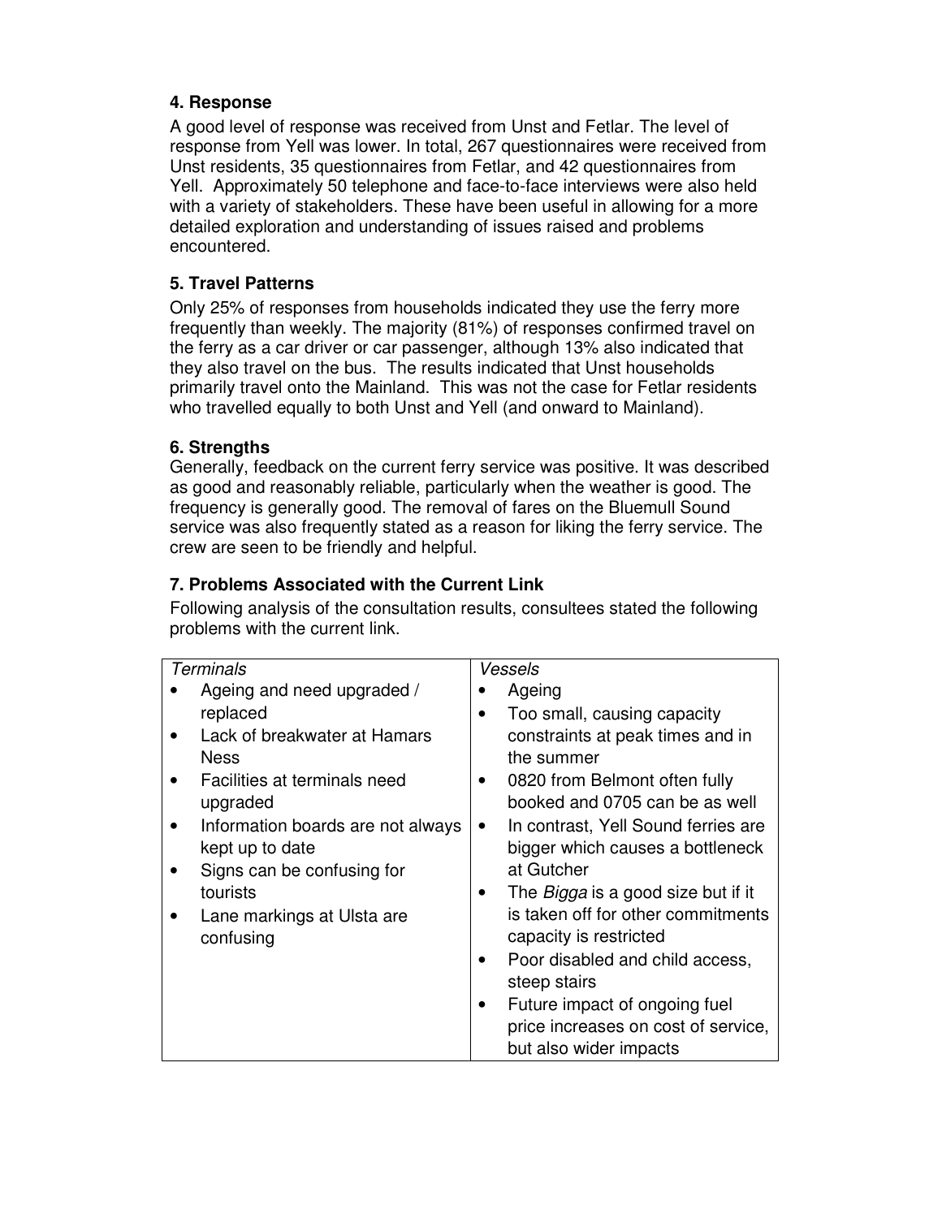### 4. Response

A good level of response was received from Unst and Fetlar. The level of response from Yell was lower. In total, 267 questionnaires were received from Unst residents, 35 questionnaires from Fetlar, and 42 questionnaires from Yell. Approximately 50 telephone and face-to-face interviews were also held with a variety of stakeholders. These have been useful in allowing for a more detailed exploration and understanding of issues raised and problems encountered.

### 5. Travel Patterns

Only 25% of responses from households indicated they use the ferry more frequently than weekly. The majority (81%) of responses confirmed travel on the ferry as a car driver or car passenger, although 13% also indicated that they also travel on the bus. The results indicated that Unst households primarily travel onto the Mainland. This was not the case for Fetlar residents who travelled equally to both Unst and Yell (and onward to Mainland).

### 6. Strengths

Generally, feedback on the current ferry service was positive. It was described as good and reasonably reliable, particularly when the weather is good. The frequency is generally good. The removal of fares on the Bluemull Sound service was also frequently stated as a reason for liking the ferry service. The crew are seen to be friendly and helpful.

### 7. Problems Associated with the Current Link

Following analysis of the consultation results, consultees stated the following problems with the current link.

| *Terminals* | *Vessels* |
|---|---|
| • Ageing and need upgraded / replaced<br>• Lack of breakwater at Hamars Ness<br>• Facilities at terminals need upgraded<br>• Information boards are not always kept up to date<br>• Signs can be confusing for tourists<br>• Lane markings at Ulsta are confusing | • Ageing<br>• Too small, causing capacity constraints at peak times and in the summer<br>• 0820 from Belmont often fully booked and 0705 can be as well<br>• In contrast, Yell Sound ferries are bigger which causes a bottleneck at Gutcher<br>• The *Bigga* is a good size but if it is taken off for other commitments capacity is restricted<br>• Poor disabled and child access, steep stairs<br>• Future impact of ongoing fuel price increases on cost of service, but also wider impacts |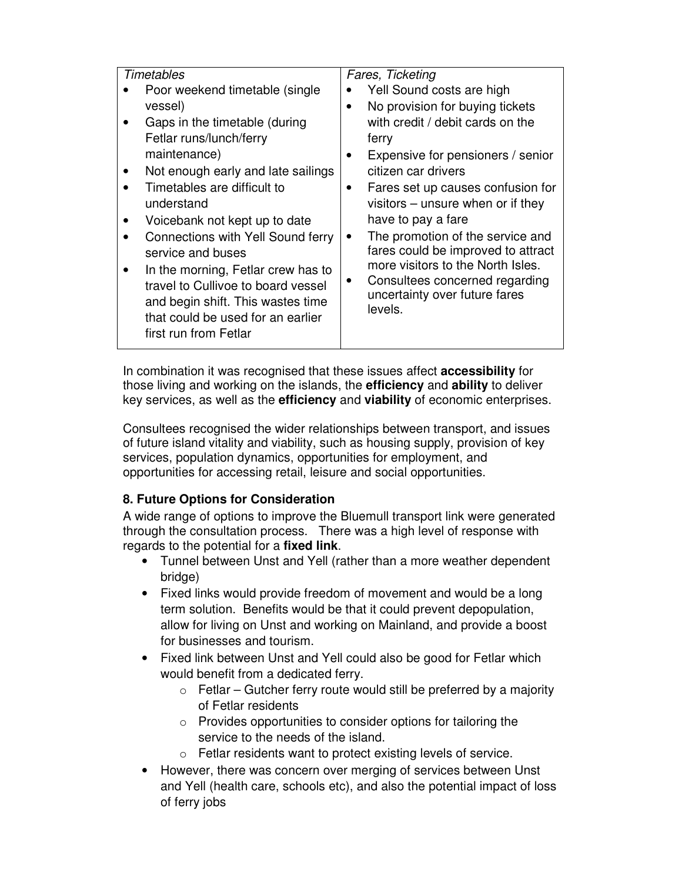| *Timetables* | *Fares, Ticketing* |
| --- | --- |
| • Poor weekend timetable (single vessel)<br>• Gaps in the timetable (during Fetlar runs/lunch/ferry maintenance)<br>• Not enough early and late sailings<br>• Timetables are difficult to understand<br>• Voicebank not kept up to date<br>• Connections with Yell Sound ferry service and buses<br>• In the morning, Fetlar crew has to travel to Cullivoe to board vessel and begin shift. This wastes time that could be used for an earlier first run from Fetlar | • Yell Sound costs are high<br>• No provision for buying tickets with credit / debit cards on the ferry<br>• Expensive for pensioners / senior citizen car drivers<br>• Fares set up causes confusion for visitors – unsure when or if they have to pay a fare<br>• The promotion of the service and fares could be improved to attract more visitors to the North Isles.<br>• Consultees concerned regarding uncertainty over future fares levels. |

In combination it was recognised that these issues affect **accessibility** for those living and working on the islands, the **efficiency** and **ability** to deliver key services, as well as the **efficiency** and **viability** of economic enterprises.

Consultees recognised the wider relationships between transport, and issues of future island vitality and viability, such as housing supply, provision of key services, population dynamics, opportunities for employment, and opportunities for accessing retail, leisure and social opportunities.

**8. Future Options for Consideration**

A wide range of options to improve the Bluemull transport link were generated through the consultation process. There was a high level of response with regards to the potential for a **fixed link**.

- Tunnel between Unst and Yell (rather than a more weather dependent bridge)
- Fixed links would provide freedom of movement and would be a long term solution. Benefits would be that it could prevent depopulation, allow for living on Unst and working on Mainland, and provide a boost for businesses and tourism.
- Fixed link between Unst and Yell could also be good for Fetlar which would benefit from a dedicated ferry.
    - Fetlar – Gutcher ferry route would still be preferred by a majority of Fetlar residents
    - Provides opportunities to consider options for tailoring the service to the needs of the island.
    - Fetlar residents want to protect existing levels of service.
- However, there was concern over merging of services between Unst and Yell (health care, schools etc), and also the potential impact of loss of ferry jobs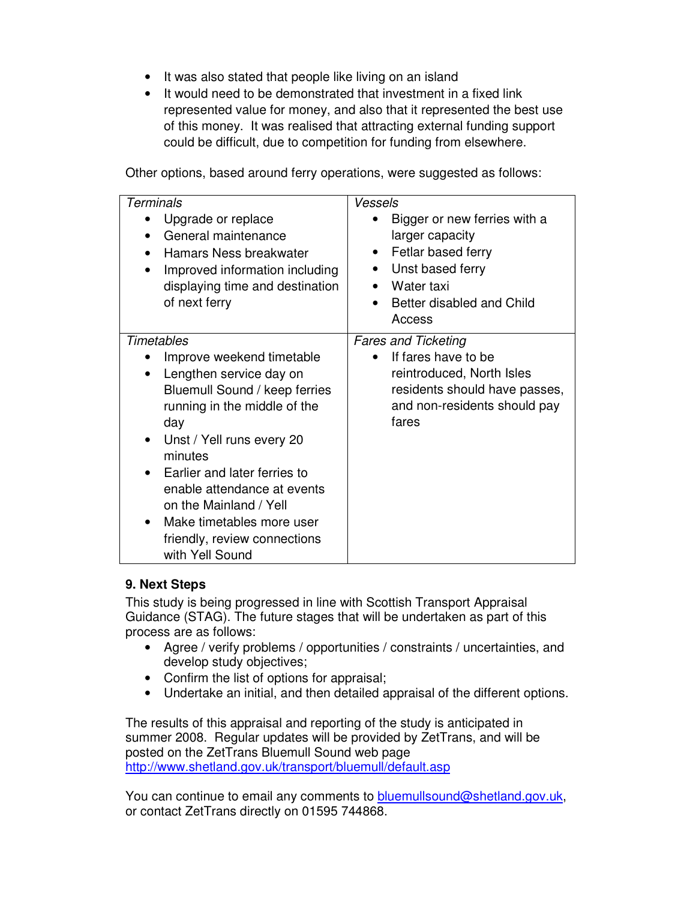- It was also stated that people like living on an island
- It would need to be demonstrated that investment in a fixed link represented value for money, and also that it represented the best use of this money. It was realised that attracting external funding support could be difficult, due to competition for funding from elsewhere.

Other options, based around ferry operations, were suggested as follows:

| | |
|---|---|
| *Terminals*<br>• Upgrade or replace<br>• General maintenance<br>• Hamars Ness breakwater<br>• Improved information including displaying time and destination of next ferry | *Vessels*<br>• Bigger or new ferries with a larger capacity<br>• Fetlar based ferry<br>• Unst based ferry<br>• Water taxi<br>• Better disabled and Child Access |
| *Timetables*<br>• Improve weekend timetable<br>• Lengthen service day on Bluemull Sound / keep ferries running in the middle of the day<br>• Unst / Yell runs every 20 minutes<br>• Earlier and later ferries to enable attendance at events on the Mainland / Yell<br>• Make timetables more user friendly, review connections with Yell Sound | *Fares and Ticketing*<br>• If fares have to be reintroduced, North Isles residents should have passes, and non-residents should pay fares |

**9. Next Steps**

This study is being progressed in line with Scottish Transport Appraisal Guidance (STAG). The future stages that will be undertaken as part of this process are as follows:

- Agree / verify problems / opportunities / constraints / uncertainties, and develop study objectives;
- Confirm the list of options for appraisal;
- Undertake an initial, and then detailed appraisal of the different options.

The results of this appraisal and reporting of the study is anticipated in summer 2008. Regular updates will be provided by ZetTrans, and will be posted on the ZetTrans Bluemull Sound web page
http://www.shetland.gov.uk/transport/bluemull/default.asp

You can continue to email any comments to bluemullsound@shetland.gov.uk, or contact ZetTrans directly on 01595 744868.